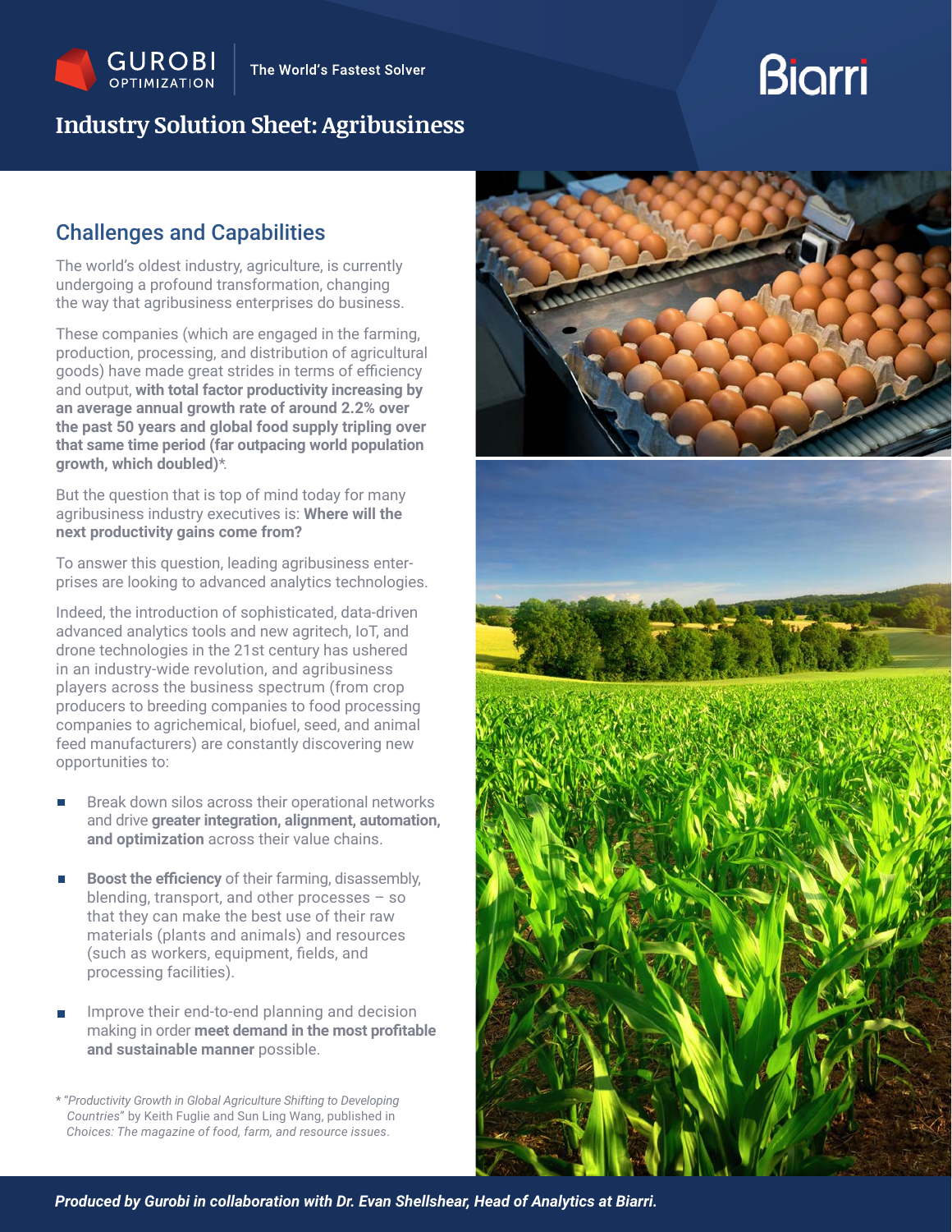GUROBI OPTIMIZATION | The World's Fastest Solver

Biarri

# Industry Solution Sheet: Agribusiness

## Challenges and Capabilities

The world's oldest industry, agriculture, is currently undergoing a profound transformation, changing the way that agribusiness enterprises do business.

These companies (which are engaged in the farming, production, processing, and distribution of agricultural goods) have made great strides in terms of efficiency and output, **with total factor productivity increasing by an average annual growth rate of around 2.2% over the past 50 years and global food supply tripling over that same time period (far outpacing world population growth, which doubled)***.

But the question that is top of mind today for many agribusiness industry executives is: **Where will the next productivity gains come from?**

To answer this question, leading agribusiness enterprises are looking to advanced analytics technologies.

Indeed, the introduction of sophisticated, data-driven advanced analytics tools and new agritech, IoT, and drone technologies in the 21st century has ushered in an industry-wide revolution, and agribusiness players across the business spectrum (from crop producers to breeding companies to food processing companies to agrichemical, biofuel, seed, and animal feed manufacturers) are constantly discovering new opportunities to:

- Break down silos across their operational networks and drive **greater integration, alignment, automation, and optimization** across their value chains.
- **Boost the efficiency** of their farming, disassembly, blending, transport, and other processes – so that they can make the best use of their raw materials (plants and animals) and resources (such as workers, equipment, fields, and processing facilities).
- Improve their end-to-end planning and decision making in order **meet demand in the most profitable and sustainable manner** possible.

* *"Productivity Growth in Global Agriculture Shifting to Developing Countries"* by Keith Fuglie and Sun Ling Wang, published in *Choices: The magazine of food, farm, and resource issues*.

***Produced by Gurobi in collaboration with Dr. Evan Shellshear, Head of Analytics at Biarri.***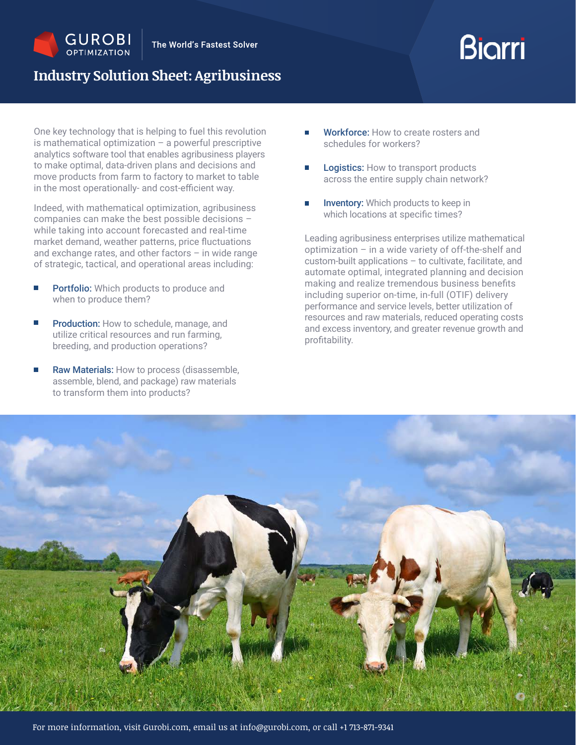# Industry Solution Sheet: Agribusiness

One key technology that is helping to fuel this revolution is mathematical optimization – a powerful prescriptive analytics software tool that enables agribusiness players to make optimal, data-driven plans and decisions and move products from farm to factory to market to table in the most operationally- and cost-efficient way.

Indeed, with mathematical optimization, agribusiness companies can make the best possible decisions – while taking into account forecasted and real-time market demand, weather patterns, price fluctuations and exchange rates, and other factors – in wide range of strategic, tactical, and operational areas including:

- **Portfolio:** Which products to produce and when to produce them?
- **Production:** How to schedule, manage, and utilize critical resources and run farming, breeding, and production operations?
- **Raw Materials:** How to process (disassemble, assemble, blend, and package) raw materials to transform them into products?
- **Workforce:** How to create rosters and schedules for workers?
- **Logistics:** How to transport products across the entire supply chain network?
- **Inventory:** Which products to keep in which locations at specific times?

Leading agribusiness enterprises utilize mathematical optimization – in a wide variety of off-the-shelf and custom-built applications – to cultivate, facilitate, and automate optimal, integrated planning and decision making and realize tremendous business benefits including superior on-time, in-full (OTIF) delivery performance and service levels, better utilization of resources and raw materials, reduced operating costs and excess inventory, and greater revenue growth and profitability.

For more information, visit Gurobi.com, email us at info@gurobi.com, or call +1 713-871-9341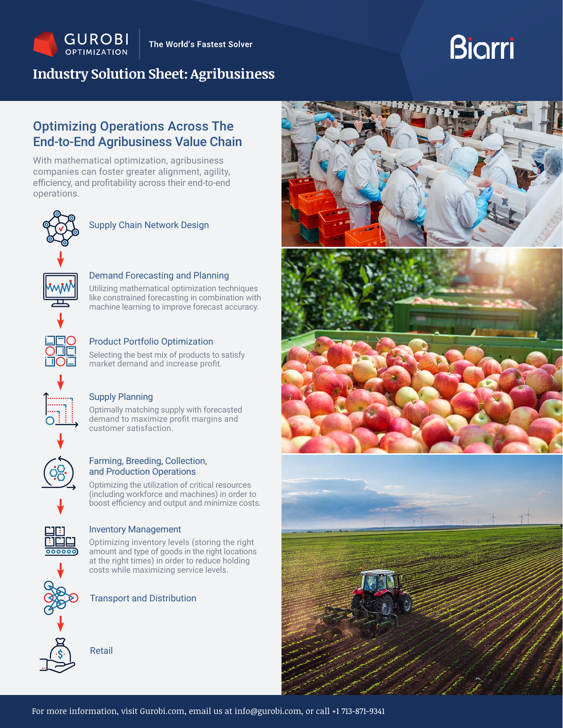GUROBI OPTIMIZATION | The World's Fastest Solver

Biarri

# Industry Solution Sheet: Agribusiness

## Optimizing Operations Across The End-to-End Agribusiness Value Chain

With mathematical optimization, agribusiness companies can foster greater alignment, agility, efficiency, and profitability across their end-to-end operations.

### Supply Chain Network Design

### Demand Forecasting and Planning

Utilizing mathematical optimization techniques like constrained forecasting in combination with machine learning to improve forecast accuracy.

### Product Portfolio Optimization

Selecting the best mix of products to satisfy market demand and increase profit.

### Supply Planning

Optimally matching supply with forecasted demand to maximize profit margins and customer satisfaction.

### Farming, Breeding, Collection, and Production Operations

Optimizing the utilization of critical resources (including workforce and machines) in order to boost efficiency and output and minimize costs.

### Inventory Management

Optimizing inventory levels (storing the right amount and type of goods in the right locations at the right times) in order to reduce holding costs while maximizing service levels.

### Transport and Distribution

### Retail

For more information, visit Gurobi.com, email us at info@gurobi.com, or call +1 713-871-9341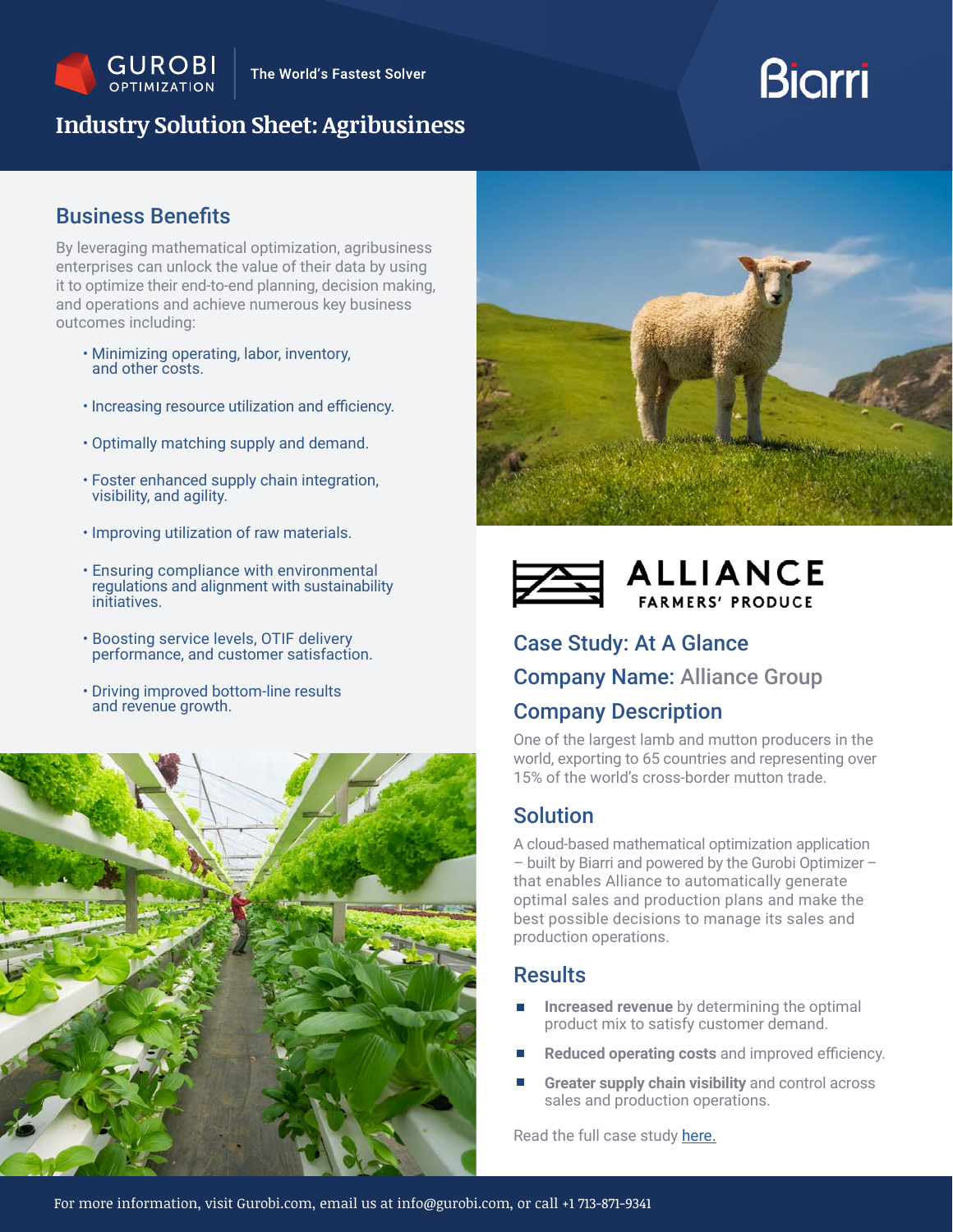GUROBI OPTIMIZATION | The World's Fastest Solver

Biarri

# Industry Solution Sheet: Agribusiness

## Business Benefits

By leveraging mathematical optimization, agribusiness enterprises can unlock the value of their data by using it to optimize their end-to-end planning, decision making, and operations and achieve numerous key business outcomes including:

- Minimizing operating, labor, inventory, and other costs.
- Increasing resource utilization and efficiency.
- Optimally matching supply and demand.
- Foster enhanced supply chain integration, visibility, and agility.
- Improving utilization of raw materials.
- Ensuring compliance with environmental regulations and alignment with sustainability initiatives.
- Boosting service levels, OTIF delivery performance, and customer satisfaction.
- Driving improved bottom-line results and revenue growth.

ALLIANCE FARMERS' PRODUCE

## Case Study: At A Glance

## Company Name: Alliance Group

## Company Description

One of the largest lamb and mutton producers in the world, exporting to 65 countries and representing over 15% of the world's cross-border mutton trade.

## Solution

A cloud-based mathematical optimization application – built by Biarri and powered by the Gurobi Optimizer – that enables Alliance to automatically generate optimal sales and production plans and make the best possible decisions to manage its sales and production operations.

## Results

- **Increased revenue** by determining the optimal product mix to satisfy customer demand.
- **Reduced operating costs** and improved efficiency.
- **Greater supply chain visibility** and control across sales and production operations.

Read the full case study here.

For more information, visit Gurobi.com, email us at info@gurobi.com, or call +1 713-871-9341